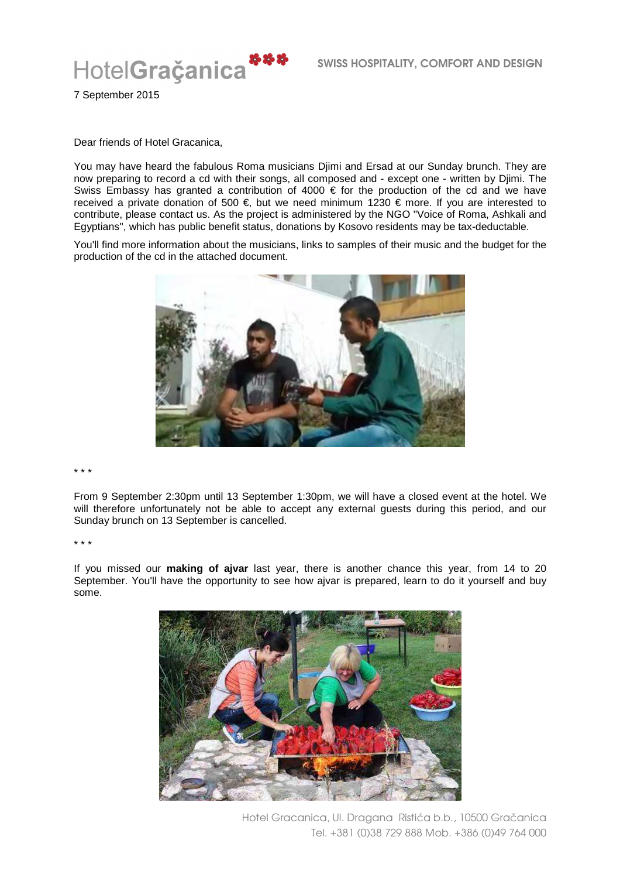HotelGraçanica

SWISS HOSPITALITY, COMFORT AND DESIGN

7 September 2015

Dear friends of Hotel Gracanica,

You may have heard the fabulous Roma musicians Djimi and Ersad at our Sunday brunch. They are now preparing to record a cd with their songs, all composed and - except one - written by Djimi. The Swiss Embassy has granted a contribution of 4000 € for the production of the cd and we have received a private donation of 500 €, but we need minimum 1230 € more. If you are interested to contribute, please contact us. As the project is administered by the NGO "Voice of Roma, Ashkali and Egyptians", which has public benefit status, donations by Kosovo residents may be tax-deductable.

You'll find more information about the musicians, links to samples of their music and the budget for the production of the cd in the attached document.

* * *

From 9 September 2:30pm until 13 September 1:30pm, we will have a closed event at the hotel. We will therefore unfortunately not be able to accept any external guests during this period, and our Sunday brunch on 13 September is cancelled.

* * *

If you missed our **making of ajvar** last year, there is another chance this year, from 14 to 20 September. You'll have the opportunity to see how ajvar is prepared, learn to do it yourself and buy some.

Hotel Gracanica, Ul. Dragana Ristića b.b., 10500 Gračanica
Tel. +381 (0)38 729 888 Mob. +386 (0)49 764 000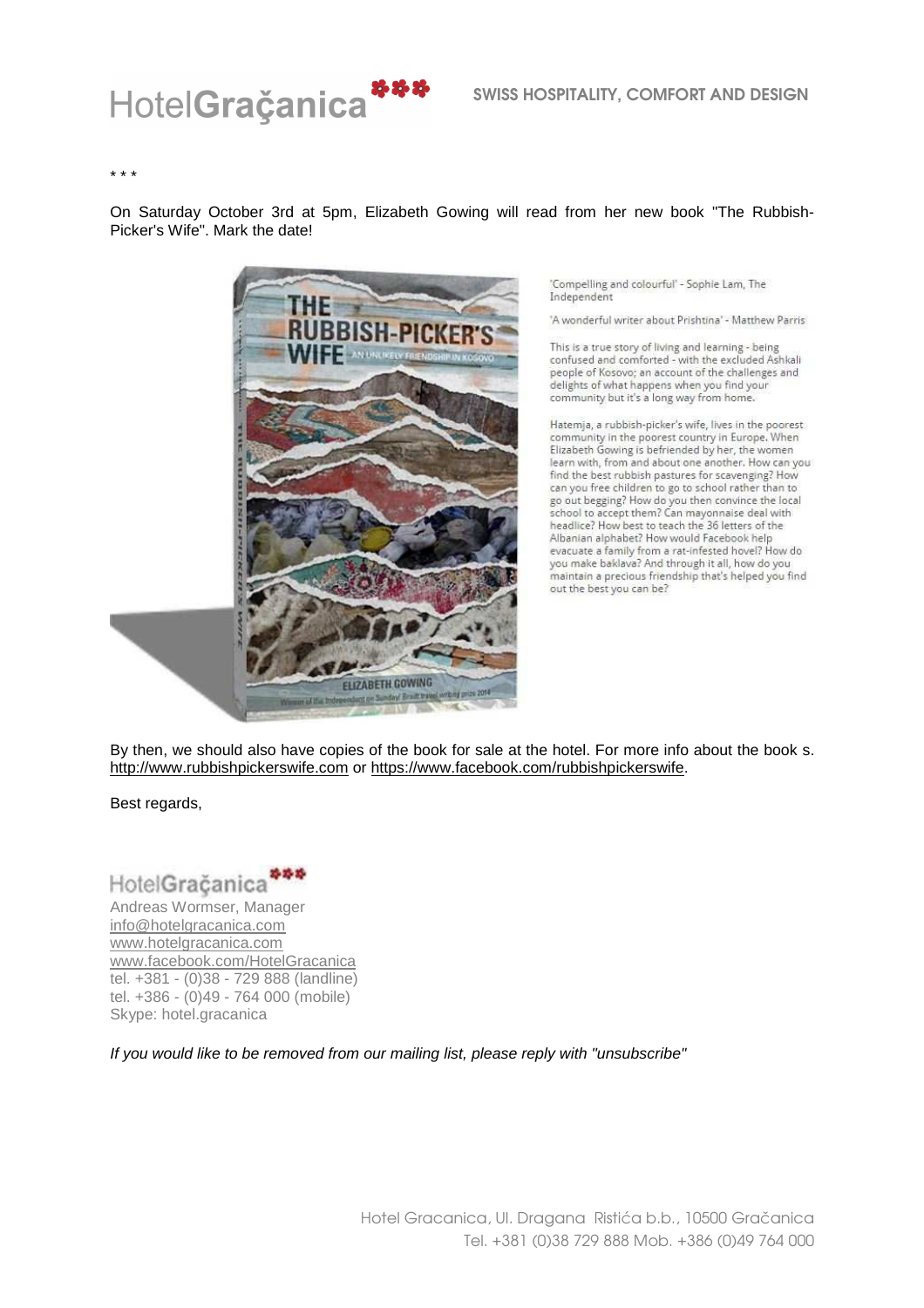HotelGraçanica

SWISS HOSPITALITY, COMFORT AND DESIGN

* * *

On Saturday October 3rd at 5pm, Elizabeth Gowing will read from her new book "The Rubbish-Picker's Wife". Mark the date!

'Compelling and colourful' - Sophie Lam, The Independent

'A wonderful writer about Prishtina' - Matthew Parris

This is a true story of living and learning - being confused and comforted - with the excluded Ashkali people of Kosovo; an account of the challenges and delights of what happens when you find your community but it's a long way from home.

Hatemja, a rubbish-picker's wife, lives in the poorest community in the poorest country in Europe. When Elizabeth Gowing is befriended by her, the women learn with, from and about one another. How can you find the best rubbish pastures for scavenging? How can you free children to go to school rather than to go out begging? How do you then convince the local school to accept them? Can mayonnaise deal with headlice? How best to teach the 36 letters of the Albanian alphabet? How would Facebook help evacuate a family from a rat-infested hovel? How do you make baklava? And through it all, how do you maintain a precious friendship that's helped you find out the best you can be?

By then, we should also have copies of the book for sale at the hotel. For more info about the book s. http://www.rubbishpickerswife.com or https://www.facebook.com/rubbishpickerswife.

Best regards,

HotelGraçanica
Andreas Wormser, Manager
info@hotelgracanica.com
www.hotelgracanica.com
www.facebook.com/HotelGracanica
tel. +381 - (0)38 - 729 888 (landline)
tel. +386 - (0)49 - 764 000 (mobile)
Skype: hotel.gracanica

*If you would like to be removed from our mailing list, please reply with "unsubscribe"*

Hotel Gracanica, Ul. Dragana Ristića b.b., 10500 Gračanica
Tel. +381 (0)38 729 888 Mob. +386 (0)49 764 000